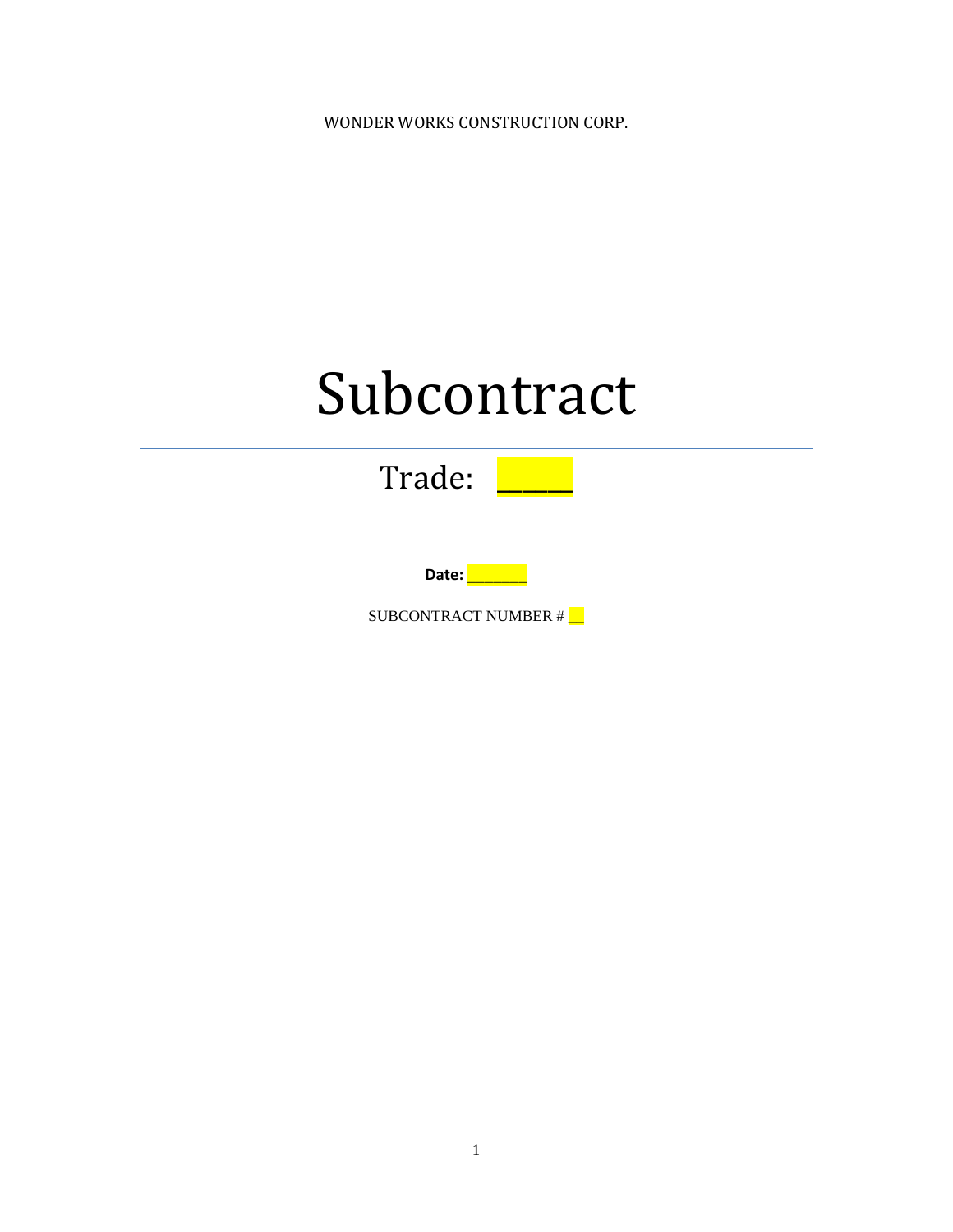WONDER WORKS CONSTRUCTION CORP.

# Subcontract

## Trade: _____

**Date: _______**

SUBCONTRACT NUMBER # __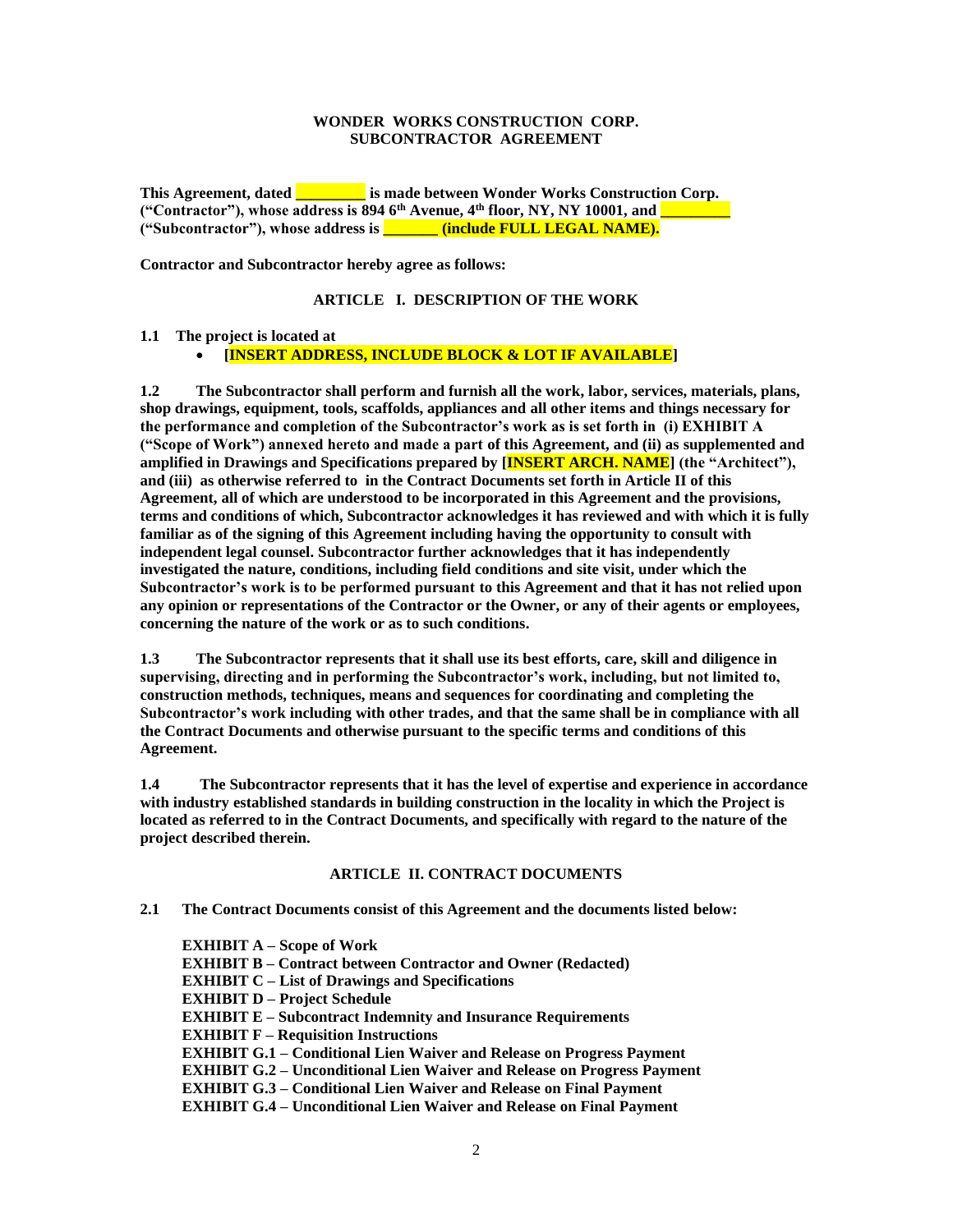**WONDER WORKS CONSTRUCTION CORP.**
**SUBCONTRACTOR AGREEMENT**

**This Agreement, dated _________ is made between Wonder Works Construction Corp. ("Contractor"), whose address is 894 6th Avenue, 4th floor, NY, NY 10001, and _________ ("Subcontractor"), whose address is _______ (include FULL LEGAL NAME).**

**Contractor and Subcontractor hereby agree as follows:**

## ARTICLE I. DESCRIPTION OF THE WORK

**1.1 The project is located at**

- **[INSERT ADDRESS, INCLUDE BLOCK & LOT IF AVAILABLE]**

**1.2 The Subcontractor shall perform and furnish all the work, labor, services, materials, plans, shop drawings, equipment, tools, scaffolds, appliances and all other items and things necessary for the performance and completion of the Subcontractor's work as is set forth in (i) EXHIBIT A ("Scope of Work") annexed hereto and made a part of this Agreement, and (ii) as supplemented and amplified in Drawings and Specifications prepared by [INSERT ARCH. NAME] (the "Architect"), and (iii) as otherwise referred to in the Contract Documents set forth in Article II of this Agreement, all of which are understood to be incorporated in this Agreement and the provisions, terms and conditions of which, Subcontractor acknowledges it has reviewed and with which it is fully familiar as of the signing of this Agreement including having the opportunity to consult with independent legal counsel. Subcontractor further acknowledges that it has independently investigated the nature, conditions, including field conditions and site visit, under which the Subcontractor's work is to be performed pursuant to this Agreement and that it has not relied upon any opinion or representations of the Contractor or the Owner, or any of their agents or employees, concerning the nature of the work or as to such conditions.**

**1.3 The Subcontractor represents that it shall use its best efforts, care, skill and diligence in supervising, directing and in performing the Subcontractor's work, including, but not limited to, construction methods, techniques, means and sequences for coordinating and completing the Subcontractor's work including with other trades, and that the same shall be in compliance with all the Contract Documents and otherwise pursuant to the specific terms and conditions of this Agreement.**

**1.4 The Subcontractor represents that it has the level of expertise and experience in accordance with industry established standards in building construction in the locality in which the Project is located as referred to in the Contract Documents, and specifically with regard to the nature of the project described therein.**

## ARTICLE II. CONTRACT DOCUMENTS

**2.1 The Contract Documents consist of this Agreement and the documents listed below:**

**EXHIBIT A – Scope of Work**
**EXHIBIT B – Contract between Contractor and Owner (Redacted)**
**EXHIBIT C – List of Drawings and Specifications**
**EXHIBIT D – Project Schedule**
**EXHIBIT E – Subcontract Indemnity and Insurance Requirements**
**EXHIBIT F – Requisition Instructions**
**EXHIBIT G.1 – Conditional Lien Waiver and Release on Progress Payment**
**EXHIBIT G.2 – Unconditional Lien Waiver and Release on Progress Payment**
**EXHIBIT G.3 – Conditional Lien Waiver and Release on Final Payment**
**EXHIBIT G.4 – Unconditional Lien Waiver and Release on Final Payment**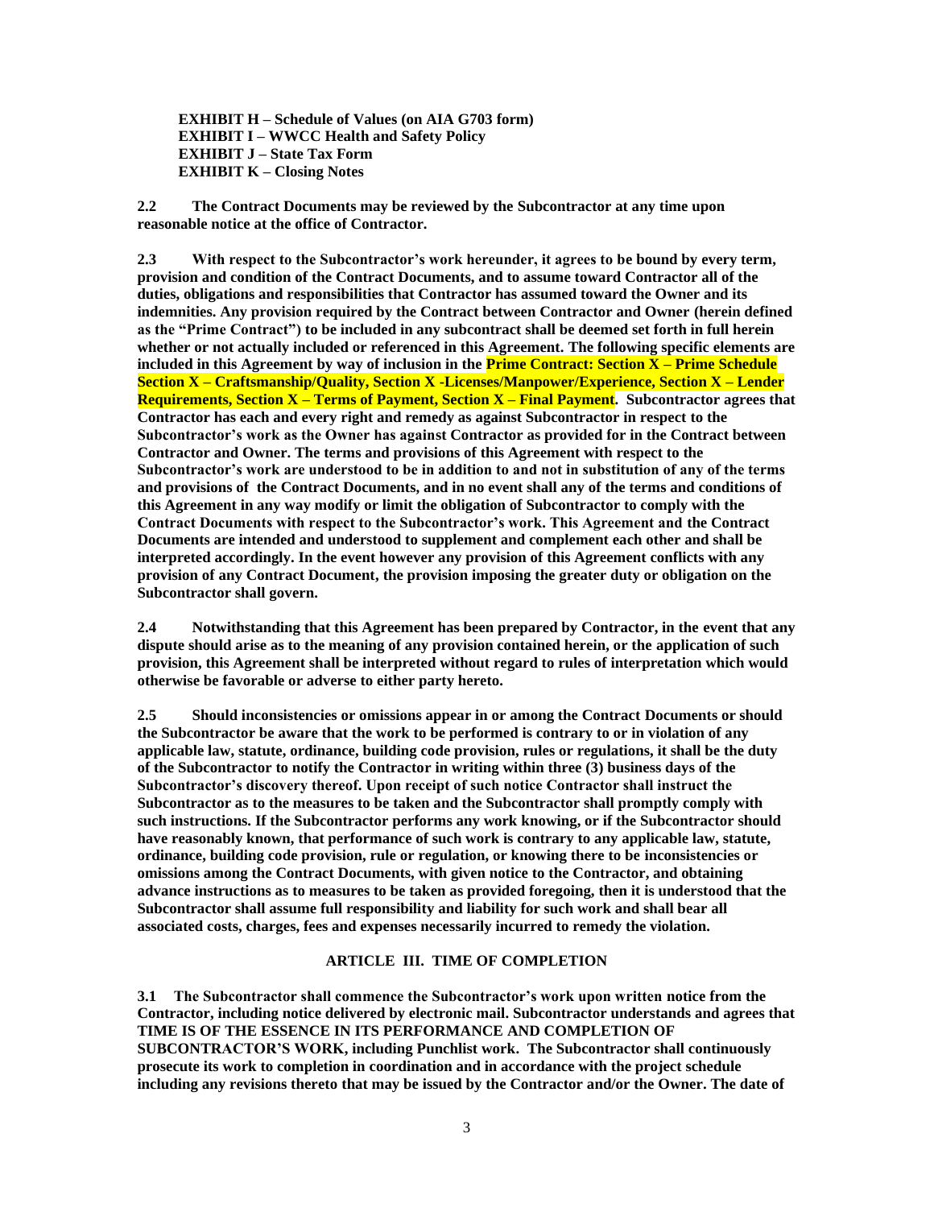**EXHIBIT H – Schedule of Values (on AIA G703 form)**
**EXHIBIT I – WWCC Health and Safety Policy**
**EXHIBIT J – State Tax Form**
**EXHIBIT K – Closing Notes**

**2.2 The Contract Documents may be reviewed by the Subcontractor at any time upon reasonable notice at the office of Contractor.**

**2.3 With respect to the Subcontractor's work hereunder, it agrees to be bound by every term, provision and condition of the Contract Documents, and to assume toward Contractor all of the duties, obligations and responsibilities that Contractor has assumed toward the Owner and its indemnities. Any provision required by the Contract between Contractor and Owner (herein defined as the "Prime Contract") to be included in any subcontract shall be deemed set forth in full herein whether or not actually included or referenced in this Agreement. The following specific elements are included in this Agreement by way of inclusion in the Prime Contract: Section X – Prime Schedule Section X – Craftsmanship/Quality, Section X -Licenses/Manpower/Experience, Section X – Lender Requirements, Section X – Terms of Payment, Section X – Final Payment. Subcontractor agrees that Contractor has each and every right and remedy as against Subcontractor in respect to the Subcontractor's work as the Owner has against Contractor as provided for in the Contract between Contractor and Owner. The terms and provisions of this Agreement with respect to the Subcontractor's work are understood to be in addition to and not in substitution of any of the terms and provisions of the Contract Documents, and in no event shall any of the terms and conditions of this Agreement in any way modify or limit the obligation of Subcontractor to comply with the Contract Documents with respect to the Subcontractor's work. This Agreement and the Contract Documents are intended and understood to supplement and complement each other and shall be interpreted accordingly. In the event however any provision of this Agreement conflicts with any provision of any Contract Document, the provision imposing the greater duty or obligation on the Subcontractor shall govern.**

**2.4 Notwithstanding that this Agreement has been prepared by Contractor, in the event that any dispute should arise as to the meaning of any provision contained herein, or the application of such provision, this Agreement shall be interpreted without regard to rules of interpretation which would otherwise be favorable or adverse to either party hereto.**

**2.5 Should inconsistencies or omissions appear in or among the Contract Documents or should the Subcontractor be aware that the work to be performed is contrary to or in violation of any applicable law, statute, ordinance, building code provision, rules or regulations, it shall be the duty of the Subcontractor to notify the Contractor in writing within three (3) business days of the Subcontractor's discovery thereof. Upon receipt of such notice Contractor shall instruct the Subcontractor as to the measures to be taken and the Subcontractor shall promptly comply with such instructions. If the Subcontractor performs any work knowing, or if the Subcontractor should have reasonably known, that performance of such work is contrary to any applicable law, statute, ordinance, building code provision, rule or regulation, or knowing there to be inconsistencies or omissions among the Contract Documents, with given notice to the Contractor, and obtaining advance instructions as to measures to be taken as provided foregoing, then it is understood that the Subcontractor shall assume full responsibility and liability for such work and shall bear all associated costs, charges, fees and expenses necessarily incurred to remedy the violation.**

## ARTICLE III. TIME OF COMPLETION

**3.1 The Subcontractor shall commence the Subcontractor's work upon written notice from the Contractor, including notice delivered by electronic mail. Subcontractor understands and agrees that TIME IS OF THE ESSENCE IN ITS PERFORMANCE AND COMPLETION OF SUBCONTRACTOR'S WORK, including Punchlist work. The Subcontractor shall continuously prosecute its work to completion in coordination and in accordance with the project schedule including any revisions thereto that may be issued by the Contractor and/or the Owner. The date of**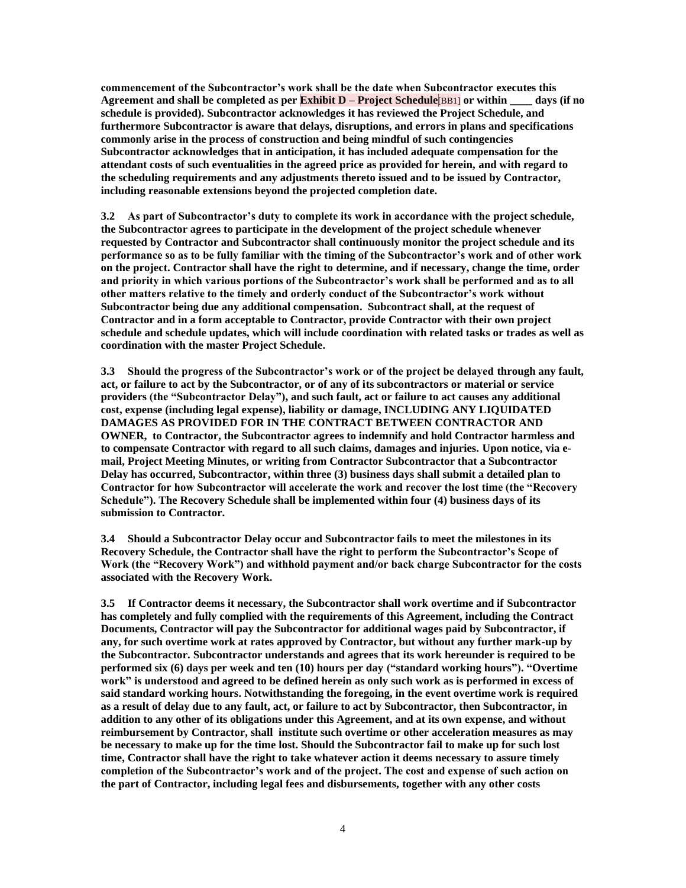**commencement of the Subcontractor's work shall be the date when Subcontractor executes this Agreement and shall be completed as per Exhibit D – Project Schedule[BB1] or within ____ days (if no schedule is provided). Subcontractor acknowledges it has reviewed the Project Schedule, and furthermore Subcontractor is aware that delays, disruptions, and errors in plans and specifications commonly arise in the process of construction and being mindful of such contingencies Subcontractor acknowledges that in anticipation, it has included adequate compensation for the attendant costs of such eventualities in the agreed price as provided for herein, and with regard to the scheduling requirements and any adjustments thereto issued and to be issued by Contractor, including reasonable extensions beyond the projected completion date.**

**3.2 As part of Subcontractor's duty to complete its work in accordance with the project schedule, the Subcontractor agrees to participate in the development of the project schedule whenever requested by Contractor and Subcontractor shall continuously monitor the project schedule and its performance so as to be fully familiar with the timing of the Subcontractor's work and of other work on the project. Contractor shall have the right to determine, and if necessary, change the time, order and priority in which various portions of the Subcontractor's work shall be performed and as to all other matters relative to the timely and orderly conduct of the Subcontractor's work without Subcontractor being due any additional compensation. Subcontract shall, at the request of Contractor and in a form acceptable to Contractor, provide Contractor with their own project schedule and schedule updates, which will include coordination with related tasks or trades as well as coordination with the master Project Schedule.**

**3.3 Should the progress of the Subcontractor's work or of the project be delayed through any fault, act, or failure to act by the Subcontractor, or of any of its subcontractors or material or service providers (the "Subcontractor Delay"), and such fault, act or failure to act causes any additional cost, expense (including legal expense), liability or damage, INCLUDING ANY LIQUIDATED DAMAGES AS PROVIDED FOR IN THE CONTRACT BETWEEN CONTRACTOR AND OWNER, to Contractor, the Subcontractor agrees to indemnify and hold Contractor harmless and to compensate Contractor with regard to all such claims, damages and injuries. Upon notice, via e-mail, Project Meeting Minutes, or writing from Contractor Subcontractor that a Subcontractor Delay has occurred, Subcontractor, within three (3) business days shall submit a detailed plan to Contractor for how Subcontractor will accelerate the work and recover the lost time (the "Recovery Schedule"). The Recovery Schedule shall be implemented within four (4) business days of its submission to Contractor.**

**3.4 Should a Subcontractor Delay occur and Subcontractor fails to meet the milestones in its Recovery Schedule, the Contractor shall have the right to perform the Subcontractor's Scope of Work (the "Recovery Work") and withhold payment and/or back charge Subcontractor for the costs associated with the Recovery Work.**

**3.5 If Contractor deems it necessary, the Subcontractor shall work overtime and if Subcontractor has completely and fully complied with the requirements of this Agreement, including the Contract Documents, Contractor will pay the Subcontractor for additional wages paid by Subcontractor, if any, for such overtime work at rates approved by Contractor, but without any further mark-up by the Subcontractor. Subcontractor understands and agrees that its work hereunder is required to be performed six (6) days per week and ten (10) hours per day ("standard working hours"). "Overtime work" is understood and agreed to be defined herein as only such work as is performed in excess of said standard working hours. Notwithstanding the foregoing, in the event overtime work is required as a result of delay due to any fault, act, or failure to act by Subcontractor, then Subcontractor, in addition to any other of its obligations under this Agreement, and at its own expense, and without reimbursement by Contractor, shall institute such overtime or other acceleration measures as may be necessary to make up for the time lost. Should the Subcontractor fail to make up for such lost time, Contractor shall have the right to take whatever action it deems necessary to assure timely completion of the Subcontractor's work and of the project. The cost and expense of such action on the part of Contractor, including legal fees and disbursements, together with any other costs**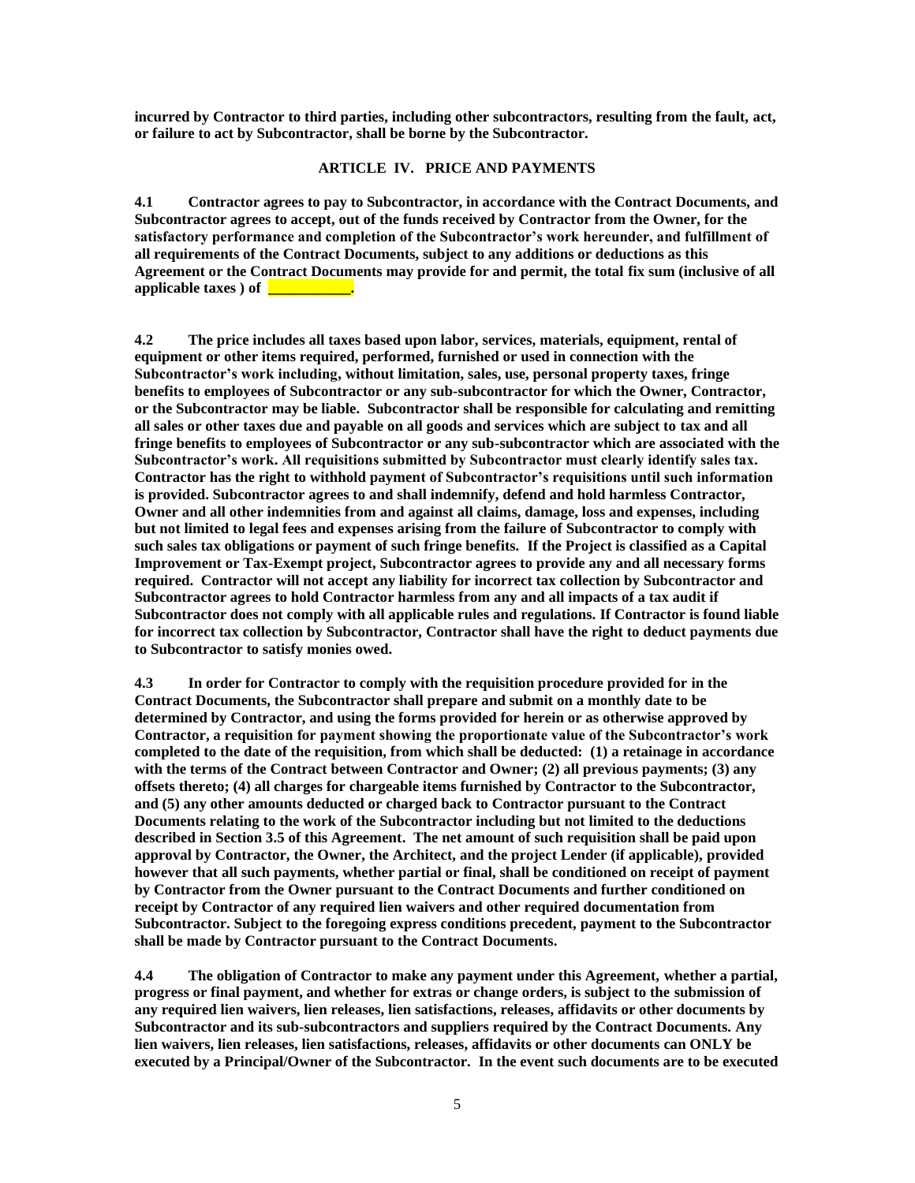**incurred by Contractor to third parties, including other subcontractors, resulting from the fault, act, or failure to act by Subcontractor, shall be borne by the Subcontractor.**

## ARTICLE IV. PRICE AND PAYMENTS

**4.1 Contractor agrees to pay to Subcontractor, in accordance with the Contract Documents, and Subcontractor agrees to accept, out of the funds received by Contractor from the Owner, for the satisfactory performance and completion of the Subcontractor's work hereunder, and fulfillment of all requirements of the Contract Documents, subject to any additions or deductions as this Agreement or the Contract Documents may provide for and permit, the total fix sum (inclusive of all applicable taxes ) of ___________.**

**4.2 The price includes all taxes based upon labor, services, materials, equipment, rental of equipment or other items required, performed, furnished or used in connection with the Subcontractor's work including, without limitation, sales, use, personal property taxes, fringe benefits to employees of Subcontractor or any sub-subcontractor for which the Owner, Contractor, or the Subcontractor may be liable. Subcontractor shall be responsible for calculating and remitting all sales or other taxes due and payable on all goods and services which are subject to tax and all fringe benefits to employees of Subcontractor or any sub-subcontractor which are associated with the Subcontractor's work. All requisitions submitted by Subcontractor must clearly identify sales tax. Contractor has the right to withhold payment of Subcontractor's requisitions until such information is provided. Subcontractor agrees to and shall indemnify, defend and hold harmless Contractor, Owner and all other indemnities from and against all claims, damage, loss and expenses, including but not limited to legal fees and expenses arising from the failure of Subcontractor to comply with such sales tax obligations or payment of such fringe benefits. If the Project is classified as a Capital Improvement or Tax-Exempt project, Subcontractor agrees to provide any and all necessary forms required. Contractor will not accept any liability for incorrect tax collection by Subcontractor and Subcontractor agrees to hold Contractor harmless from any and all impacts of a tax audit if Subcontractor does not comply with all applicable rules and regulations. If Contractor is found liable for incorrect tax collection by Subcontractor, Contractor shall have the right to deduct payments due to Subcontractor to satisfy monies owed.**

**4.3 In order for Contractor to comply with the requisition procedure provided for in the Contract Documents, the Subcontractor shall prepare and submit on a monthly date to be determined by Contractor, and using the forms provided for herein or as otherwise approved by Contractor, a requisition for payment showing the proportionate value of the Subcontractor's work completed to the date of the requisition, from which shall be deducted: (1) a retainage in accordance with the terms of the Contract between Contractor and Owner; (2) all previous payments; (3) any offsets thereto; (4) all charges for chargeable items furnished by Contractor to the Subcontractor, and (5) any other amounts deducted or charged back to Contractor pursuant to the Contract Documents relating to the work of the Subcontractor including but not limited to the deductions described in Section 3.5 of this Agreement. The net amount of such requisition shall be paid upon approval by Contractor, the Owner, the Architect, and the project Lender (if applicable), provided however that all such payments, whether partial or final, shall be conditioned on receipt of payment by Contractor from the Owner pursuant to the Contract Documents and further conditioned on receipt by Contractor of any required lien waivers and other required documentation from Subcontractor. Subject to the foregoing express conditions precedent, payment to the Subcontractor shall be made by Contractor pursuant to the Contract Documents.**

**4.4 The obligation of Contractor to make any payment under this Agreement, whether a partial, progress or final payment, and whether for extras or change orders, is subject to the submission of any required lien waivers, lien releases, lien satisfactions, releases, affidavits or other documents by Subcontractor and its sub-subcontractors and suppliers required by the Contract Documents. Any lien waivers, lien releases, lien satisfactions, releases, affidavits or other documents can ONLY be executed by a Principal/Owner of the Subcontractor. In the event such documents are to be executed**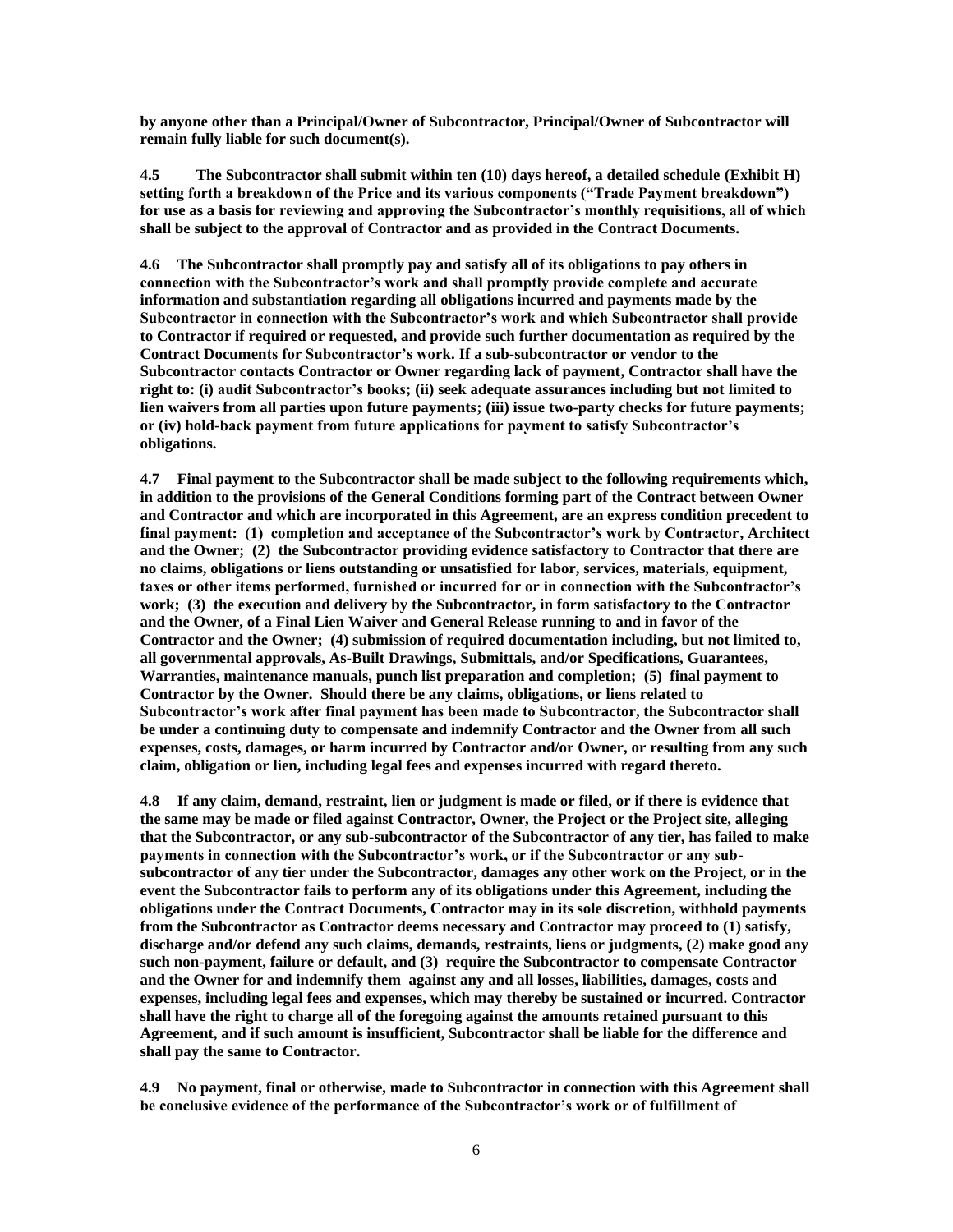**by anyone other than a Principal/Owner of Subcontractor, Principal/Owner of Subcontractor will remain fully liable for such document(s).**

**4.5 The Subcontractor shall submit within ten (10) days hereof, a detailed schedule (Exhibit H) setting forth a breakdown of the Price and its various components ("Trade Payment breakdown") for use as a basis for reviewing and approving the Subcontractor's monthly requisitions, all of which shall be subject to the approval of Contractor and as provided in the Contract Documents.**

**4.6 The Subcontractor shall promptly pay and satisfy all of its obligations to pay others in connection with the Subcontractor's work and shall promptly provide complete and accurate information and substantiation regarding all obligations incurred and payments made by the Subcontractor in connection with the Subcontractor's work and which Subcontractor shall provide to Contractor if required or requested, and provide such further documentation as required by the Contract Documents for Subcontractor's work. If a sub-subcontractor or vendor to the Subcontractor contacts Contractor or Owner regarding lack of payment, Contractor shall have the right to: (i) audit Subcontractor's books; (ii) seek adequate assurances including but not limited to lien waivers from all parties upon future payments; (iii) issue two-party checks for future payments; or (iv) hold-back payment from future applications for payment to satisfy Subcontractor's obligations.**

**4.7 Final payment to the Subcontractor shall be made subject to the following requirements which, in addition to the provisions of the General Conditions forming part of the Contract between Owner and Contractor and which are incorporated in this Agreement, are an express condition precedent to final payment: (1) completion and acceptance of the Subcontractor's work by Contractor, Architect and the Owner; (2) the Subcontractor providing evidence satisfactory to Contractor that there are no claims, obligations or liens outstanding or unsatisfied for labor, services, materials, equipment, taxes or other items performed, furnished or incurred for or in connection with the Subcontractor's work; (3) the execution and delivery by the Subcontractor, in form satisfactory to the Contractor and the Owner, of a Final Lien Waiver and General Release running to and in favor of the Contractor and the Owner; (4) submission of required documentation including, but not limited to, all governmental approvals, As-Built Drawings, Submittals, and/or Specifications, Guarantees, Warranties, maintenance manuals, punch list preparation and completion; (5) final payment to Contractor by the Owner. Should there be any claims, obligations, or liens related to Subcontractor's work after final payment has been made to Subcontractor, the Subcontractor shall be under a continuing duty to compensate and indemnify Contractor and the Owner from all such expenses, costs, damages, or harm incurred by Contractor and/or Owner, or resulting from any such claim, obligation or lien, including legal fees and expenses incurred with regard thereto.**

**4.8 If any claim, demand, restraint, lien or judgment is made or filed, or if there is evidence that the same may be made or filed against Contractor, Owner, the Project or the Project site, alleging that the Subcontractor, or any sub-subcontractor of the Subcontractor of any tier, has failed to make payments in connection with the Subcontractor's work, or if the Subcontractor or any sub-subcontractor of any tier under the Subcontractor, damages any other work on the Project, or in the event the Subcontractor fails to perform any of its obligations under this Agreement, including the obligations under the Contract Documents, Contractor may in its sole discretion, withhold payments from the Subcontractor as Contractor deems necessary and Contractor may proceed to (1) satisfy, discharge and/or defend any such claims, demands, restraints, liens or judgments, (2) make good any such non-payment, failure or default, and (3) require the Subcontractor to compensate Contractor and the Owner for and indemnify them against any and all losses, liabilities, damages, costs and expenses, including legal fees and expenses, which may thereby be sustained or incurred. Contractor shall have the right to charge all of the foregoing against the amounts retained pursuant to this Agreement, and if such amount is insufficient, Subcontractor shall be liable for the difference and shall pay the same to Contractor.**

**4.9 No payment, final or otherwise, made to Subcontractor in connection with this Agreement shall be conclusive evidence of the performance of the Subcontractor's work or of fulfillment of**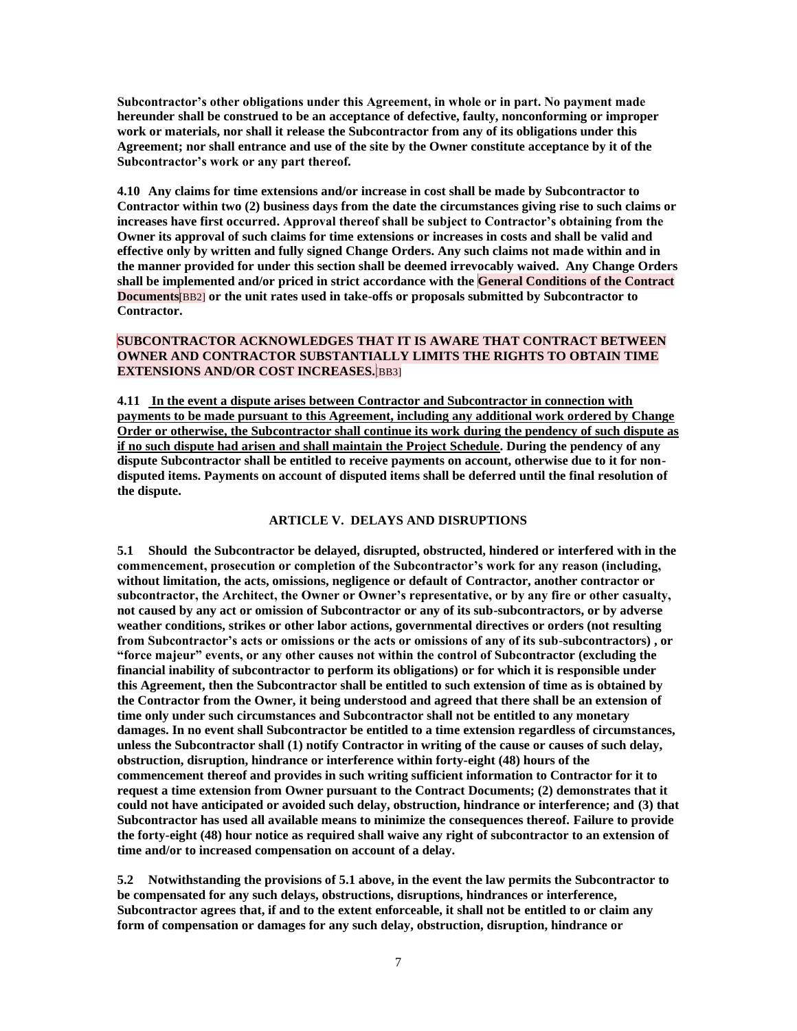**Subcontractor's other obligations under this Agreement, in whole or in part. No payment made hereunder shall be construed to be an acceptance of defective, faulty, nonconforming or improper work or materials, nor shall it release the Subcontractor from any of its obligations under this Agreement; nor shall entrance and use of the site by the Owner constitute acceptance by it of the Subcontractor's work or any part thereof.**

**4.10 Any claims for time extensions and/or increase in cost shall be made by Subcontractor to Contractor within two (2) business days from the date the circumstances giving rise to such claims or increases have first occurred. Approval thereof shall be subject to Contractor's obtaining from the Owner its approval of such claims for time extensions or increases in costs and shall be valid and effective only by written and fully signed Change Orders. Any such claims not made within and in the manner provided for under this section shall be deemed irrevocably waived. Any Change Orders shall be implemented and/or priced in strict accordance with the General Conditions of the Contract Documents**[BB2] **or the unit rates used in take-offs or proposals submitted by Subcontractor to Contractor.**

**SUBCONTRACTOR ACKNOWLEDGES THAT IT IS AWARE THAT CONTRACT BETWEEN OWNER AND CONTRACTOR SUBSTANTIALLY LIMITS THE RIGHTS TO OBTAIN TIME EXTENSIONS AND/OR COST INCREASES.**[BB3]

**4.11 <u>In the event a dispute arises between Contractor and Subcontractor in connection with payments to be made pursuant to this Agreement, including any additional work ordered by Change Order or otherwise, the Subcontractor shall continue its work during the pendency of such dispute as if no such dispute had arisen and shall maintain the Project Schedule</u>. During the pendency of any dispute Subcontractor shall be entitled to receive payments on account, otherwise due to it for non-disputed items. Payments on account of disputed items shall be deferred until the final resolution of the dispute.**

## ARTICLE V. DELAYS AND DISRUPTIONS

**5.1 Should the Subcontractor be delayed, disrupted, obstructed, hindered or interfered with in the commencement, prosecution or completion of the Subcontractor's work for any reason (including, without limitation, the acts, omissions, negligence or default of Contractor, another contractor or subcontractor, the Architect, the Owner or Owner's representative, or by any fire or other casualty, not caused by any act or omission of Subcontractor or any of its sub-subcontractors, or by adverse weather conditions, strikes or other labor actions, governmental directives or orders (not resulting from Subcontractor's acts or omissions or the acts or omissions of any of its sub-subcontractors) , or "force majeur" events, or any other causes not within the control of Subcontractor (excluding the financial inability of subcontractor to perform its obligations) or for which it is responsible under this Agreement, then the Subcontractor shall be entitled to such extension of time as is obtained by the Contractor from the Owner, it being understood and agreed that there shall be an extension of time only under such circumstances and Subcontractor shall not be entitled to any monetary damages. In no event shall Subcontractor be entitled to a time extension regardless of circumstances, unless the Subcontractor shall (1) notify Contractor in writing of the cause or causes of such delay, obstruction, disruption, hindrance or interference within forty-eight (48) hours of the commencement thereof and provides in such writing sufficient information to Contractor for it to request a time extension from Owner pursuant to the Contract Documents; (2) demonstrates that it could not have anticipated or avoided such delay, obstruction, hindrance or interference; and (3) that Subcontractor has used all available means to minimize the consequences thereof. Failure to provide the forty-eight (48) hour notice as required shall waive any right of subcontractor to an extension of time and/or to increased compensation on account of a delay.**

**5.2 Notwithstanding the provisions of 5.1 above, in the event the law permits the Subcontractor to be compensated for any such delays, obstructions, disruptions, hindrances or interference, Subcontractor agrees that, if and to the extent enforceable, it shall not be entitled to or claim any form of compensation or damages for any such delay, obstruction, disruption, hindrance or**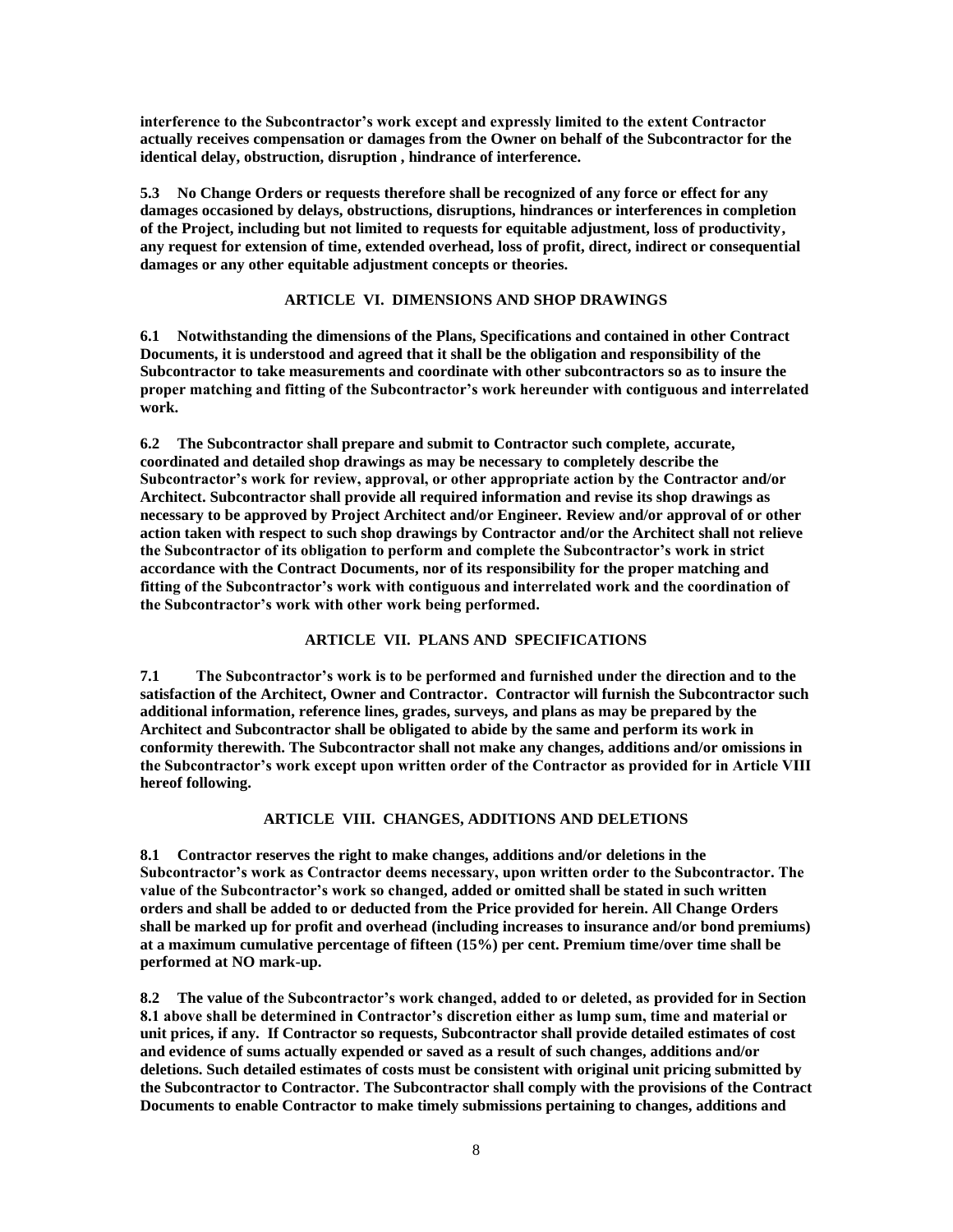**interference to the Subcontractor's work except and expressly limited to the extent Contractor actually receives compensation or damages from the Owner on behalf of the Subcontractor for the identical delay, obstruction, disruption , hindrance of interference.**

**5.3 No Change Orders or requests therefore shall be recognized of any force or effect for any damages occasioned by delays, obstructions, disruptions, hindrances or interferences in completion of the Project, including but not limited to requests for equitable adjustment, loss of productivity, any request for extension of time, extended overhead, loss of profit, direct, indirect or consequential damages or any other equitable adjustment concepts or theories.**

## ARTICLE VI. DIMENSIONS AND SHOP DRAWINGS

**6.1 Notwithstanding the dimensions of the Plans, Specifications and contained in other Contract Documents, it is understood and agreed that it shall be the obligation and responsibility of the Subcontractor to take measurements and coordinate with other subcontractors so as to insure the proper matching and fitting of the Subcontractor's work hereunder with contiguous and interrelated work.**

**6.2 The Subcontractor shall prepare and submit to Contractor such complete, accurate, coordinated and detailed shop drawings as may be necessary to completely describe the Subcontractor's work for review, approval, or other appropriate action by the Contractor and/or Architect. Subcontractor shall provide all required information and revise its shop drawings as necessary to be approved by Project Architect and/or Engineer. Review and/or approval of or other action taken with respect to such shop drawings by Contractor and/or the Architect shall not relieve the Subcontractor of its obligation to perform and complete the Subcontractor's work in strict accordance with the Contract Documents, nor of its responsibility for the proper matching and fitting of the Subcontractor's work with contiguous and interrelated work and the coordination of the Subcontractor's work with other work being performed.**

## ARTICLE VII. PLANS AND SPECIFICATIONS

**7.1 The Subcontractor's work is to be performed and furnished under the direction and to the satisfaction of the Architect, Owner and Contractor. Contractor will furnish the Subcontractor such additional information, reference lines, grades, surveys, and plans as may be prepared by the Architect and Subcontractor shall be obligated to abide by the same and perform its work in conformity therewith. The Subcontractor shall not make any changes, additions and/or omissions in the Subcontractor's work except upon written order of the Contractor as provided for in Article VIII hereof following.**

## ARTICLE VIII. CHANGES, ADDITIONS AND DELETIONS

**8.1 Contractor reserves the right to make changes, additions and/or deletions in the Subcontractor's work as Contractor deems necessary, upon written order to the Subcontractor. The value of the Subcontractor's work so changed, added or omitted shall be stated in such written orders and shall be added to or deducted from the Price provided for herein. All Change Orders shall be marked up for profit and overhead (including increases to insurance and/or bond premiums) at a maximum cumulative percentage of fifteen (15%) per cent. Premium time/over time shall be performed at NO mark-up.**

**8.2 The value of the Subcontractor's work changed, added to or deleted, as provided for in Section 8.1 above shall be determined in Contractor's discretion either as lump sum, time and material or unit prices, if any. If Contractor so requests, Subcontractor shall provide detailed estimates of cost and evidence of sums actually expended or saved as a result of such changes, additions and/or deletions. Such detailed estimates of costs must be consistent with original unit pricing submitted by the Subcontractor to Contractor. The Subcontractor shall comply with the provisions of the Contract Documents to enable Contractor to make timely submissions pertaining to changes, additions and**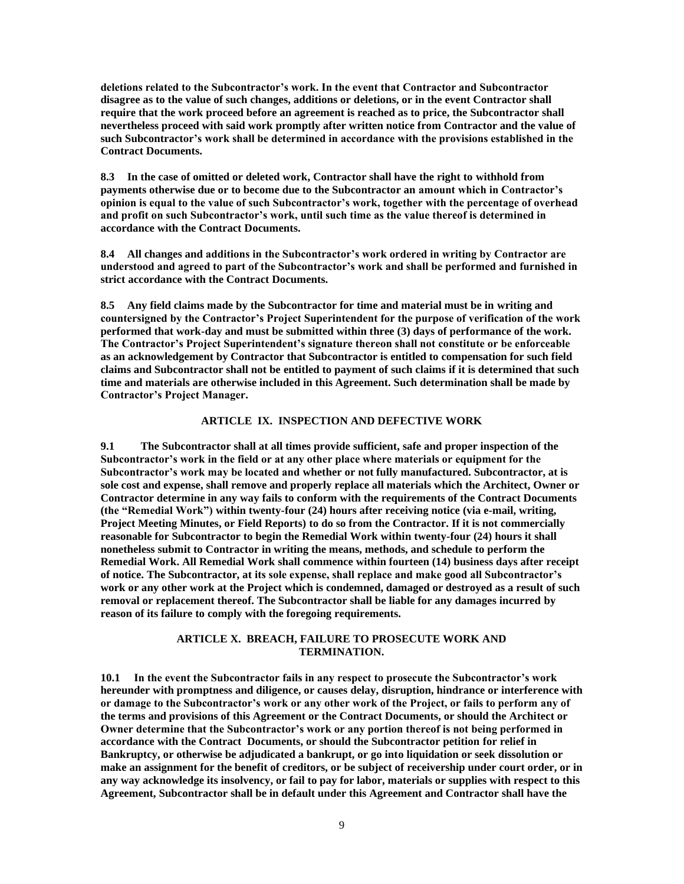**deletions related to the Subcontractor's work. In the event that Contractor and Subcontractor disagree as to the value of such changes, additions or deletions, or in the event Contractor shall require that the work proceed before an agreement is reached as to price, the Subcontractor shall nevertheless proceed with said work promptly after written notice from Contractor and the value of such Subcontractor's work shall be determined in accordance with the provisions established in the Contract Documents.**

**8.3 In the case of omitted or deleted work, Contractor shall have the right to withhold from payments otherwise due or to become due to the Subcontractor an amount which in Contractor's opinion is equal to the value of such Subcontractor's work, together with the percentage of overhead and profit on such Subcontractor's work, until such time as the value thereof is determined in accordance with the Contract Documents.**

**8.4 All changes and additions in the Subcontractor's work ordered in writing by Contractor are understood and agreed to part of the Subcontractor's work and shall be performed and furnished in strict accordance with the Contract Documents.**

**8.5 Any field claims made by the Subcontractor for time and material must be in writing and countersigned by the Contractor's Project Superintendent for the purpose of verification of the work performed that work-day and must be submitted within three (3) days of performance of the work. The Contractor's Project Superintendent's signature thereon shall not constitute or be enforceable as an acknowledgement by Contractor that Subcontractor is entitled to compensation for such field claims and Subcontractor shall not be entitled to payment of such claims if it is determined that such time and materials are otherwise included in this Agreement. Such determination shall be made by Contractor's Project Manager.**

## ARTICLE IX. INSPECTION AND DEFECTIVE WORK

**9.1 The Subcontractor shall at all times provide sufficient, safe and proper inspection of the Subcontractor's work in the field or at any other place where materials or equipment for the Subcontractor's work may be located and whether or not fully manufactured. Subcontractor, at is sole cost and expense, shall remove and properly replace all materials which the Architect, Owner or Contractor determine in any way fails to conform with the requirements of the Contract Documents (the "Remedial Work") within twenty-four (24) hours after receiving notice (via e-mail, writing, Project Meeting Minutes, or Field Reports) to do so from the Contractor. If it is not commercially reasonable for Subcontractor to begin the Remedial Work within twenty-four (24) hours it shall nonetheless submit to Contractor in writing the means, methods, and schedule to perform the Remedial Work. All Remedial Work shall commence within fourteen (14) business days after receipt of notice. The Subcontractor, at its sole expense, shall replace and make good all Subcontractor's work or any other work at the Project which is condemned, damaged or destroyed as a result of such removal or replacement thereof. The Subcontractor shall be liable for any damages incurred by reason of its failure to comply with the foregoing requirements.**

## ARTICLE X. BREACH, FAILURE TO PROSECUTE WORK AND TERMINATION.

**10.1 In the event the Subcontractor fails in any respect to prosecute the Subcontractor's work hereunder with promptness and diligence, or causes delay, disruption, hindrance or interference with or damage to the Subcontractor's work or any other work of the Project, or fails to perform any of the terms and provisions of this Agreement or the Contract Documents, or should the Architect or Owner determine that the Subcontractor's work or any portion thereof is not being performed in accordance with the Contract Documents, or should the Subcontractor petition for relief in Bankruptcy, or otherwise be adjudicated a bankrupt, or go into liquidation or seek dissolution or make an assignment for the benefit of creditors, or be subject of receivership under court order, or in any way acknowledge its insolvency, or fail to pay for labor, materials or supplies with respect to this Agreement, Subcontractor shall be in default under this Agreement and Contractor shall have the**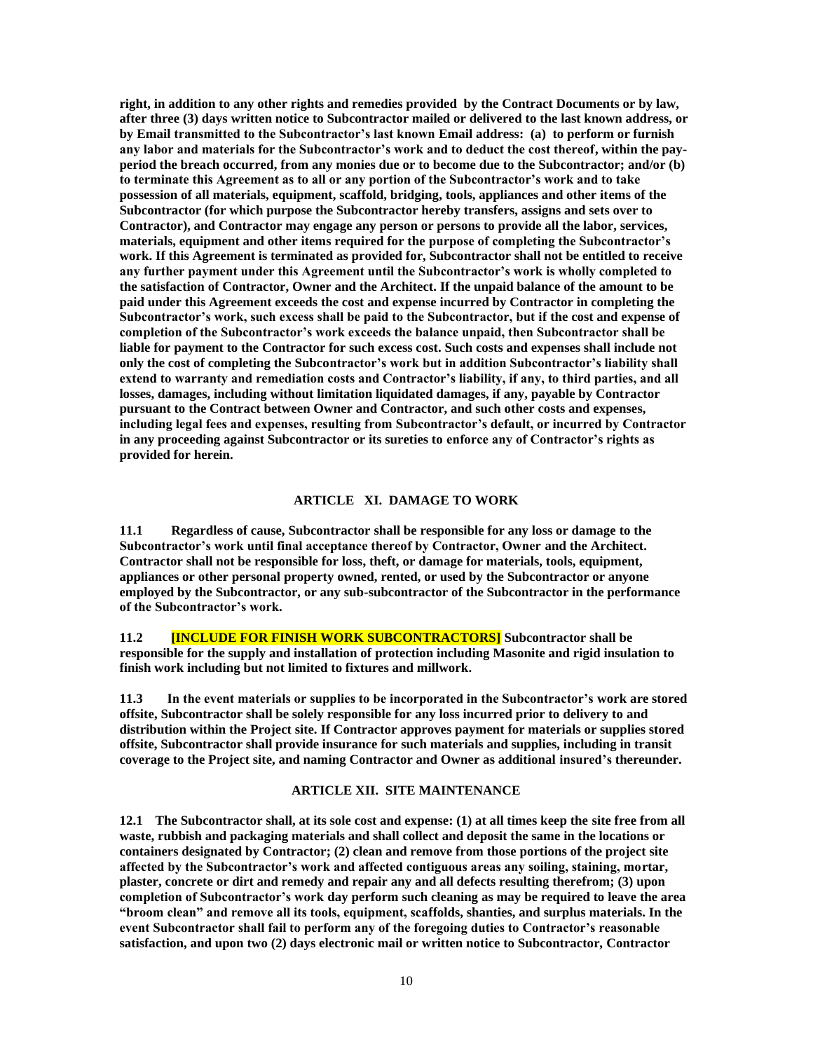**right, in addition to any other rights and remedies provided by the Contract Documents or by law, after three (3) days written notice to Subcontractor mailed or delivered to the last known address, or by Email transmitted to the Subcontractor's last known Email address: (a) to perform or furnish any labor and materials for the Subcontractor's work and to deduct the cost thereof, within the pay-period the breach occurred, from any monies due or to become due to the Subcontractor; and/or (b) to terminate this Agreement as to all or any portion of the Subcontractor's work and to take possession of all materials, equipment, scaffold, bridging, tools, appliances and other items of the Subcontractor (for which purpose the Subcontractor hereby transfers, assigns and sets over to Contractor), and Contractor may engage any person or persons to provide all the labor, services, materials, equipment and other items required for the purpose of completing the Subcontractor's work. If this Agreement is terminated as provided for, Subcontractor shall not be entitled to receive any further payment under this Agreement until the Subcontractor's work is wholly completed to the satisfaction of Contractor, Owner and the Architect. If the unpaid balance of the amount to be paid under this Agreement exceeds the cost and expense incurred by Contractor in completing the Subcontractor's work, such excess shall be paid to the Subcontractor, but if the cost and expense of completion of the Subcontractor's work exceeds the balance unpaid, then Subcontractor shall be liable for payment to the Contractor for such excess cost. Such costs and expenses shall include not only the cost of completing the Subcontractor's work but in addition Subcontractor's liability shall extend to warranty and remediation costs and Contractor's liability, if any, to third parties, and all losses, damages, including without limitation liquidated damages, if any, payable by Contractor pursuant to the Contract between Owner and Contractor, and such other costs and expenses, including legal fees and expenses, resulting from Subcontractor's default, or incurred by Contractor in any proceeding against Subcontractor or its sureties to enforce any of Contractor's rights as provided for herein.**

## ARTICLE XI. DAMAGE TO WORK

**11.1 Regardless of cause, Subcontractor shall be responsible for any loss or damage to the Subcontractor's work until final acceptance thereof by Contractor, Owner and the Architect. Contractor shall not be responsible for loss, theft, or damage for materials, tools, equipment, appliances or other personal property owned, rented, or used by the Subcontractor or anyone employed by the Subcontractor, or any sub-subcontractor of the Subcontractor in the performance of the Subcontractor's work.**

**11.2 [INCLUDE FOR FINISH WORK SUBCONTRACTORS] Subcontractor shall be responsible for the supply and installation of protection including Masonite and rigid insulation to finish work including but not limited to fixtures and millwork.**

**11.3 In the event materials or supplies to be incorporated in the Subcontractor's work are stored offsite, Subcontractor shall be solely responsible for any loss incurred prior to delivery to and distribution within the Project site. If Contractor approves payment for materials or supplies stored offsite, Subcontractor shall provide insurance for such materials and supplies, including in transit coverage to the Project site, and naming Contractor and Owner as additional insured's thereunder.**

## ARTICLE XII. SITE MAINTENANCE

**12.1 The Subcontractor shall, at its sole cost and expense: (1) at all times keep the site free from all waste, rubbish and packaging materials and shall collect and deposit the same in the locations or containers designated by Contractor; (2) clean and remove from those portions of the project site affected by the Subcontractor's work and affected contiguous areas any soiling, staining, mortar, plaster, concrete or dirt and remedy and repair any and all defects resulting therefrom; (3) upon completion of Subcontractor's work day perform such cleaning as may be required to leave the area "broom clean" and remove all its tools, equipment, scaffolds, shanties, and surplus materials. In the event Subcontractor shall fail to perform any of the foregoing duties to Contractor's reasonable satisfaction, and upon two (2) days electronic mail or written notice to Subcontractor, Contractor**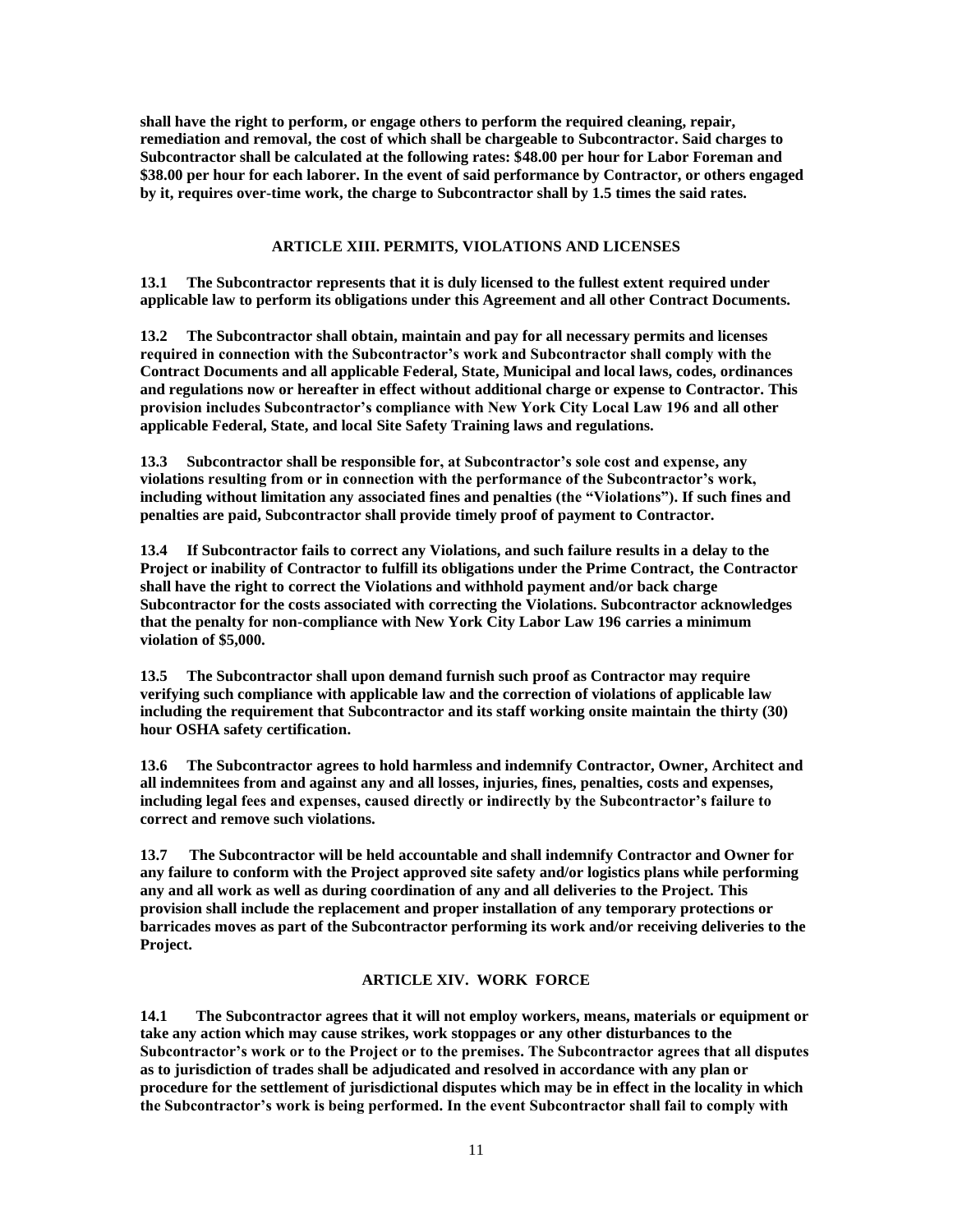**shall have the right to perform, or engage others to perform the required cleaning, repair, remediation and removal, the cost of which shall be chargeable to Subcontractor. Said charges to Subcontractor shall be calculated at the following rates: $48.00 per hour for Labor Foreman and $38.00 per hour for each laborer. In the event of said performance by Contractor, or others engaged by it, requires over-time work, the charge to Subcontractor shall by 1.5 times the said rates.**

## ARTICLE XIII. PERMITS, VIOLATIONS AND LICENSES

**13.1 The Subcontractor represents that it is duly licensed to the fullest extent required under applicable law to perform its obligations under this Agreement and all other Contract Documents.**

**13.2 The Subcontractor shall obtain, maintain and pay for all necessary permits and licenses required in connection with the Subcontractor's work and Subcontractor shall comply with the Contract Documents and all applicable Federal, State, Municipal and local laws, codes, ordinances and regulations now or hereafter in effect without additional charge or expense to Contractor. This provision includes Subcontractor's compliance with New York City Local Law 196 and all other applicable Federal, State, and local Site Safety Training laws and regulations.**

**13.3 Subcontractor shall be responsible for, at Subcontractor's sole cost and expense, any violations resulting from or in connection with the performance of the Subcontractor's work, including without limitation any associated fines and penalties (the "Violations"). If such fines and penalties are paid, Subcontractor shall provide timely proof of payment to Contractor.**

**13.4 If Subcontractor fails to correct any Violations, and such failure results in a delay to the Project or inability of Contractor to fulfill its obligations under the Prime Contract, the Contractor shall have the right to correct the Violations and withhold payment and/or back charge Subcontractor for the costs associated with correcting the Violations. Subcontractor acknowledges that the penalty for non-compliance with New York City Labor Law 196 carries a minimum violation of $5,000.**

**13.5 The Subcontractor shall upon demand furnish such proof as Contractor may require verifying such compliance with applicable law and the correction of violations of applicable law including the requirement that Subcontractor and its staff working onsite maintain the thirty (30) hour OSHA safety certification.**

**13.6 The Subcontractor agrees to hold harmless and indemnify Contractor, Owner, Architect and all indemnitees from and against any and all losses, injuries, fines, penalties, costs and expenses, including legal fees and expenses, caused directly or indirectly by the Subcontractor's failure to correct and remove such violations.**

**13.7 The Subcontractor will be held accountable and shall indemnify Contractor and Owner for any failure to conform with the Project approved site safety and/or logistics plans while performing any and all work as well as during coordination of any and all deliveries to the Project. This provision shall include the replacement and proper installation of any temporary protections or barricades moves as part of the Subcontractor performing its work and/or receiving deliveries to the Project.**

## ARTICLE XIV. WORK FORCE

**14.1 The Subcontractor agrees that it will not employ workers, means, materials or equipment or take any action which may cause strikes, work stoppages or any other disturbances to the Subcontractor's work or to the Project or to the premises. The Subcontractor agrees that all disputes as to jurisdiction of trades shall be adjudicated and resolved in accordance with any plan or procedure for the settlement of jurisdictional disputes which may be in effect in the locality in which the Subcontractor's work is being performed. In the event Subcontractor shall fail to comply with**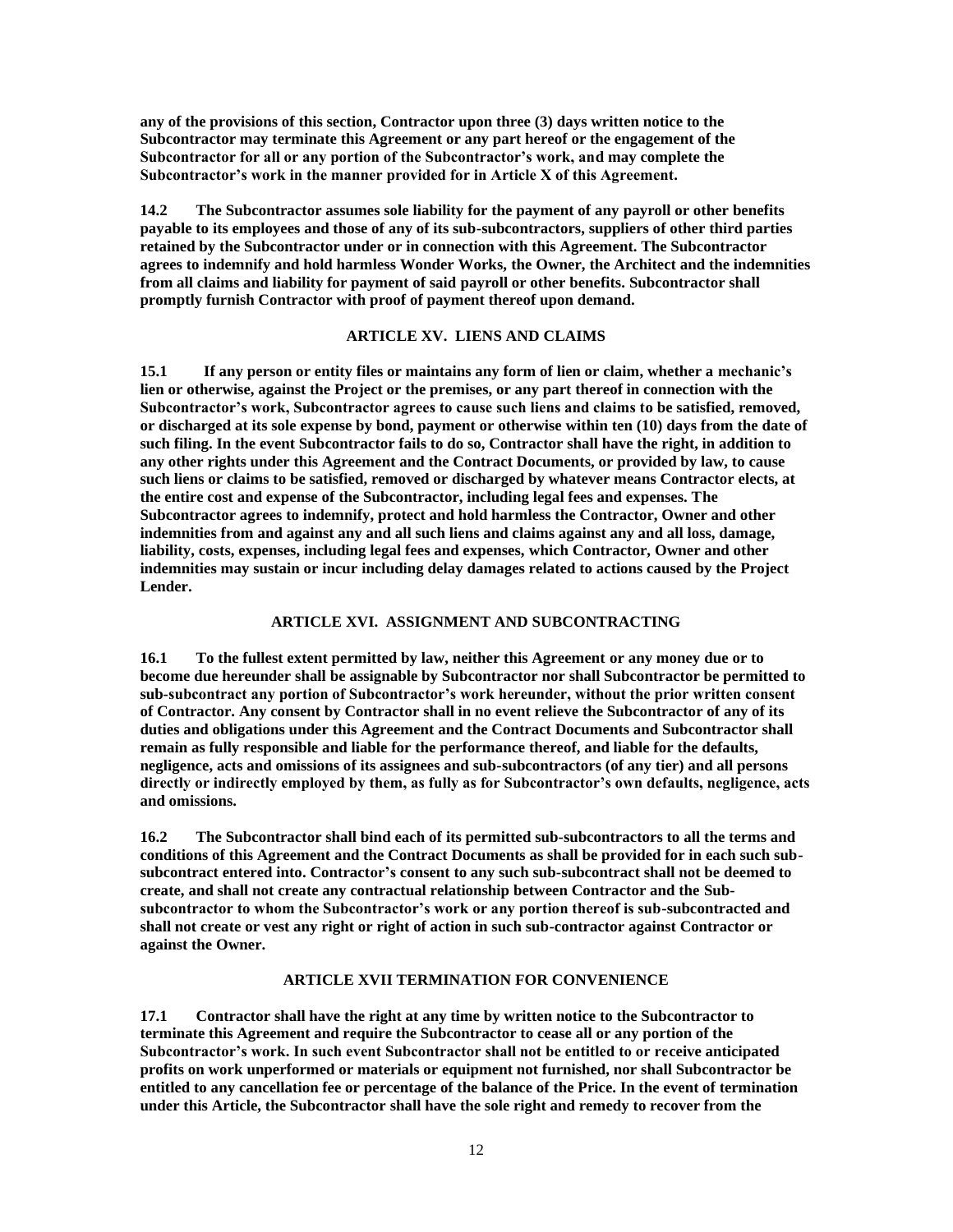**any of the provisions of this section, Contractor upon three (3) days written notice to the Subcontractor may terminate this Agreement or any part hereof or the engagement of the Subcontractor for all or any portion of the Subcontractor's work, and may complete the Subcontractor's work in the manner provided for in Article X of this Agreement.**

**14.2 The Subcontractor assumes sole liability for the payment of any payroll or other benefits payable to its employees and those of any of its sub-subcontractors, suppliers of other third parties retained by the Subcontractor under or in connection with this Agreement. The Subcontractor agrees to indemnify and hold harmless Wonder Works, the Owner, the Architect and the indemnities from all claims and liability for payment of said payroll or other benefits. Subcontractor shall promptly furnish Contractor with proof of payment thereof upon demand.**

## ARTICLE XV. LIENS AND CLAIMS

**15.1 If any person or entity files or maintains any form of lien or claim, whether a mechanic's lien or otherwise, against the Project or the premises, or any part thereof in connection with the Subcontractor's work, Subcontractor agrees to cause such liens and claims to be satisfied, removed, or discharged at its sole expense by bond, payment or otherwise within ten (10) days from the date of such filing. In the event Subcontractor fails to do so, Contractor shall have the right, in addition to any other rights under this Agreement and the Contract Documents, or provided by law, to cause such liens or claims to be satisfied, removed or discharged by whatever means Contractor elects, at the entire cost and expense of the Subcontractor, including legal fees and expenses. The Subcontractor agrees to indemnify, protect and hold harmless the Contractor, Owner and other indemnities from and against any and all such liens and claims against any and all loss, damage, liability, costs, expenses, including legal fees and expenses, which Contractor, Owner and other indemnities may sustain or incur including delay damages related to actions caused by the Project Lender.**

## ARTICLE XVI. ASSIGNMENT AND SUBCONTRACTING

**16.1 To the fullest extent permitted by law, neither this Agreement or any money due or to become due hereunder shall be assignable by Subcontractor nor shall Subcontractor be permitted to sub-subcontract any portion of Subcontractor's work hereunder, without the prior written consent of Contractor. Any consent by Contractor shall in no event relieve the Subcontractor of any of its duties and obligations under this Agreement and the Contract Documents and Subcontractor shall remain as fully responsible and liable for the performance thereof, and liable for the defaults, negligence, acts and omissions of its assignees and sub-subcontractors (of any tier) and all persons directly or indirectly employed by them, as fully as for Subcontractor's own defaults, negligence, acts and omissions.**

**16.2 The Subcontractor shall bind each of its permitted sub-subcontractors to all the terms and conditions of this Agreement and the Contract Documents as shall be provided for in each such sub-subcontract entered into. Contractor's consent to any such sub-subcontract shall not be deemed to create, and shall not create any contractual relationship between Contractor and the Sub-subcontractor to whom the Subcontractor's work or any portion thereof is sub-subcontracted and shall not create or vest any right or right of action in such sub-contractor against Contractor or against the Owner.**

## ARTICLE XVII TERMINATION FOR CONVENIENCE

**17.1 Contractor shall have the right at any time by written notice to the Subcontractor to terminate this Agreement and require the Subcontractor to cease all or any portion of the Subcontractor's work. In such event Subcontractor shall not be entitled to or receive anticipated profits on work unperformed or materials or equipment not furnished, nor shall Subcontractor be entitled to any cancellation fee or percentage of the balance of the Price. In the event of termination under this Article, the Subcontractor shall have the sole right and remedy to recover from the**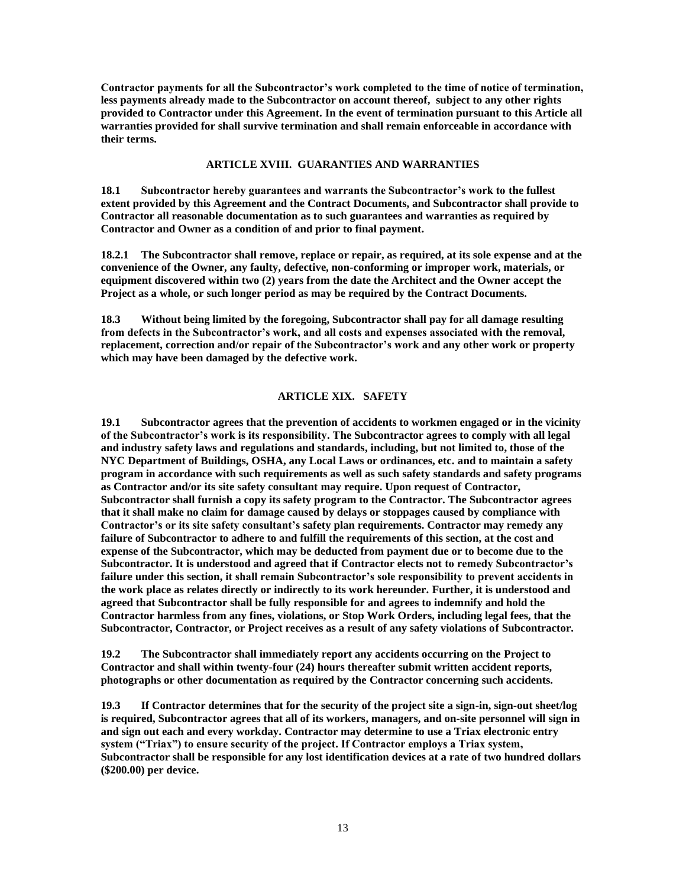**Contractor payments for all the Subcontractor's work completed to the time of notice of termination, less payments already made to the Subcontractor on account thereof, subject to any other rights provided to Contractor under this Agreement. In the event of termination pursuant to this Article all warranties provided for shall survive termination and shall remain enforceable in accordance with their terms.**

## ARTICLE XVIII. GUARANTIES AND WARRANTIES

**18.1 Subcontractor hereby guarantees and warrants the Subcontractor's work to the fullest extent provided by this Agreement and the Contract Documents, and Subcontractor shall provide to Contractor all reasonable documentation as to such guarantees and warranties as required by Contractor and Owner as a condition of and prior to final payment.**

**18.2.1 The Subcontractor shall remove, replace or repair, as required, at its sole expense and at the convenience of the Owner, any faulty, defective, non-conforming or improper work, materials, or equipment discovered within two (2) years from the date the Architect and the Owner accept the Project as a whole, or such longer period as may be required by the Contract Documents.**

**18.3 Without being limited by the foregoing, Subcontractor shall pay for all damage resulting from defects in the Subcontractor's work, and all costs and expenses associated with the removal, replacement, correction and/or repair of the Subcontractor's work and any other work or property which may have been damaged by the defective work.**

## ARTICLE XIX. SAFETY

**19.1 Subcontractor agrees that the prevention of accidents to workmen engaged or in the vicinity of the Subcontractor's work is its responsibility. The Subcontractor agrees to comply with all legal and industry safety laws and regulations and standards, including, but not limited to, those of the NYC Department of Buildings, OSHA, any Local Laws or ordinances, etc. and to maintain a safety program in accordance with such requirements as well as such safety standards and safety programs as Contractor and/or its site safety consultant may require. Upon request of Contractor, Subcontractor shall furnish a copy its safety program to the Contractor. The Subcontractor agrees that it shall make no claim for damage caused by delays or stoppages caused by compliance with Contractor's or its site safety consultant's safety plan requirements. Contractor may remedy any failure of Subcontractor to adhere to and fulfill the requirements of this section, at the cost and expense of the Subcontractor, which may be deducted from payment due or to become due to the Subcontractor. It is understood and agreed that if Contractor elects not to remedy Subcontractor's failure under this section, it shall remain Subcontractor's sole responsibility to prevent accidents in the work place as relates directly or indirectly to its work hereunder. Further, it is understood and agreed that Subcontractor shall be fully responsible for and agrees to indemnify and hold the Contractor harmless from any fines, violations, or Stop Work Orders, including legal fees, that the Subcontractor, Contractor, or Project receives as a result of any safety violations of Subcontractor.**

**19.2 The Subcontractor shall immediately report any accidents occurring on the Project to Contractor and shall within twenty-four (24) hours thereafter submit written accident reports, photographs or other documentation as required by the Contractor concerning such accidents.**

**19.3 If Contractor determines that for the security of the project site a sign-in, sign-out sheet/log is required, Subcontractor agrees that all of its workers, managers, and on-site personnel will sign in and sign out each and every workday. Contractor may determine to use a Triax electronic entry system ("Triax") to ensure security of the project. If Contractor employs a Triax system, Subcontractor shall be responsible for any lost identification devices at a rate of two hundred dollars ($200.00) per device.**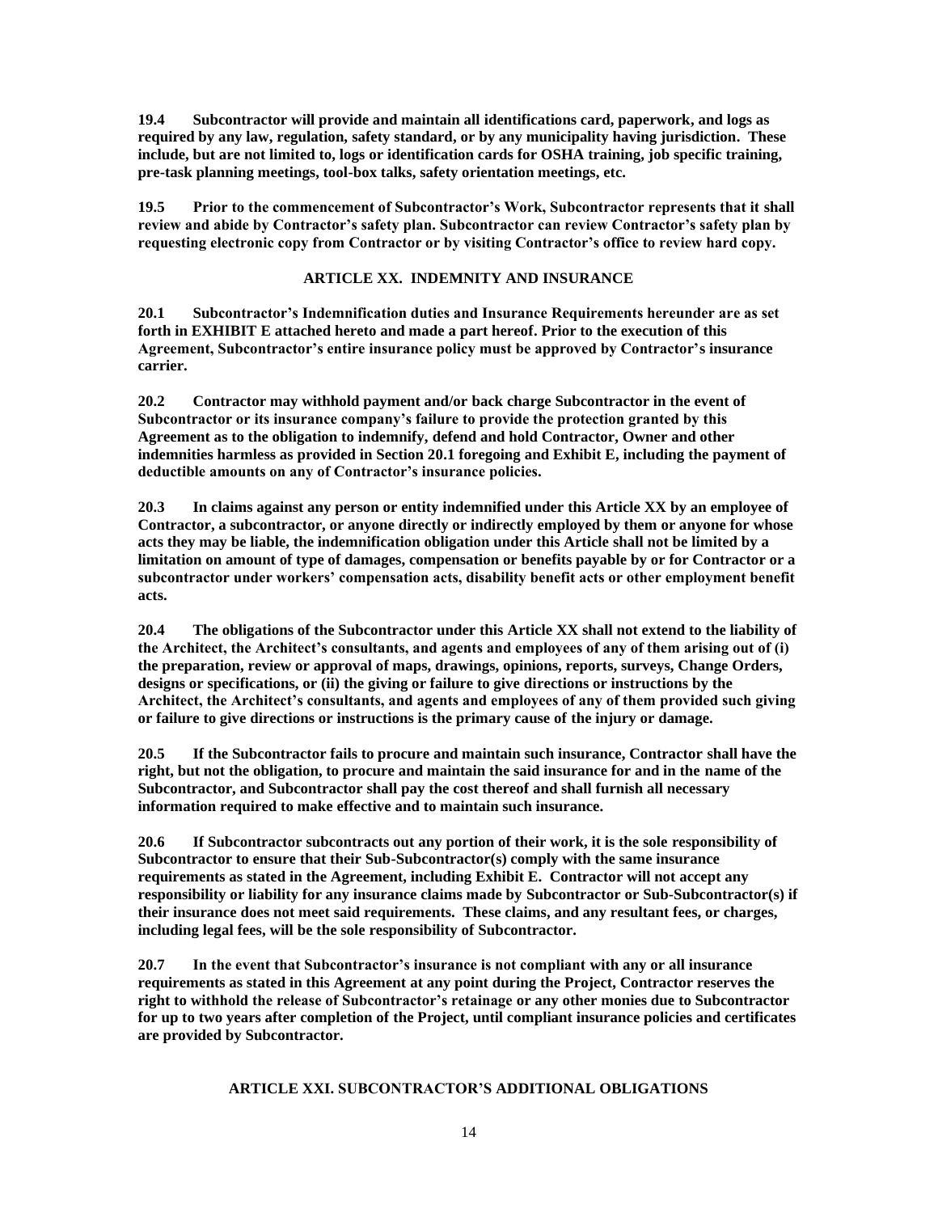**19.4 Subcontractor will provide and maintain all identifications card, paperwork, and logs as required by any law, regulation, safety standard, or by any municipality having jurisdiction. These include, but are not limited to, logs or identification cards for OSHA training, job specific training, pre-task planning meetings, tool-box talks, safety orientation meetings, etc.**

**19.5 Prior to the commencement of Subcontractor's Work, Subcontractor represents that it shall review and abide by Contractor's safety plan. Subcontractor can review Contractor's safety plan by requesting electronic copy from Contractor or by visiting Contractor's office to review hard copy.**

## ARTICLE XX. INDEMNITY AND INSURANCE

**20.1 Subcontractor's Indemnification duties and Insurance Requirements hereunder are as set forth in EXHIBIT E attached hereto and made a part hereof. Prior to the execution of this Agreement, Subcontractor's entire insurance policy must be approved by Contractor's insurance carrier.**

**20.2 Contractor may withhold payment and/or back charge Subcontractor in the event of Subcontractor or its insurance company's failure to provide the protection granted by this Agreement as to the obligation to indemnify, defend and hold Contractor, Owner and other indemnities harmless as provided in Section 20.1 foregoing and Exhibit E, including the payment of deductible amounts on any of Contractor's insurance policies.**

**20.3 In claims against any person or entity indemnified under this Article XX by an employee of Contractor, a subcontractor, or anyone directly or indirectly employed by them or anyone for whose acts they may be liable, the indemnification obligation under this Article shall not be limited by a limitation on amount of type of damages, compensation or benefits payable by or for Contractor or a subcontractor under workers' compensation acts, disability benefit acts or other employment benefit acts.**

**20.4 The obligations of the Subcontractor under this Article XX shall not extend to the liability of the Architect, the Architect's consultants, and agents and employees of any of them arising out of (i) the preparation, review or approval of maps, drawings, opinions, reports, surveys, Change Orders, designs or specifications, or (ii) the giving or failure to give directions or instructions by the Architect, the Architect's consultants, and agents and employees of any of them provided such giving or failure to give directions or instructions is the primary cause of the injury or damage.**

**20.5 If the Subcontractor fails to procure and maintain such insurance, Contractor shall have the right, but not the obligation, to procure and maintain the said insurance for and in the name of the Subcontractor, and Subcontractor shall pay the cost thereof and shall furnish all necessary information required to make effective and to maintain such insurance.**

**20.6 If Subcontractor subcontracts out any portion of their work, it is the sole responsibility of Subcontractor to ensure that their Sub-Subcontractor(s) comply with the same insurance requirements as stated in the Agreement, including Exhibit E. Contractor will not accept any responsibility or liability for any insurance claims made by Subcontractor or Sub-Subcontractor(s) if their insurance does not meet said requirements. These claims, and any resultant fees, or charges, including legal fees, will be the sole responsibility of Subcontractor.**

**20.7 In the event that Subcontractor's insurance is not compliant with any or all insurance requirements as stated in this Agreement at any point during the Project, Contractor reserves the right to withhold the release of Subcontractor's retainage or any other monies due to Subcontractor for up to two years after completion of the Project, until compliant insurance policies and certificates are provided by Subcontractor.**

## ARTICLE XXI. SUBCONTRACTOR'S ADDITIONAL OBLIGATIONS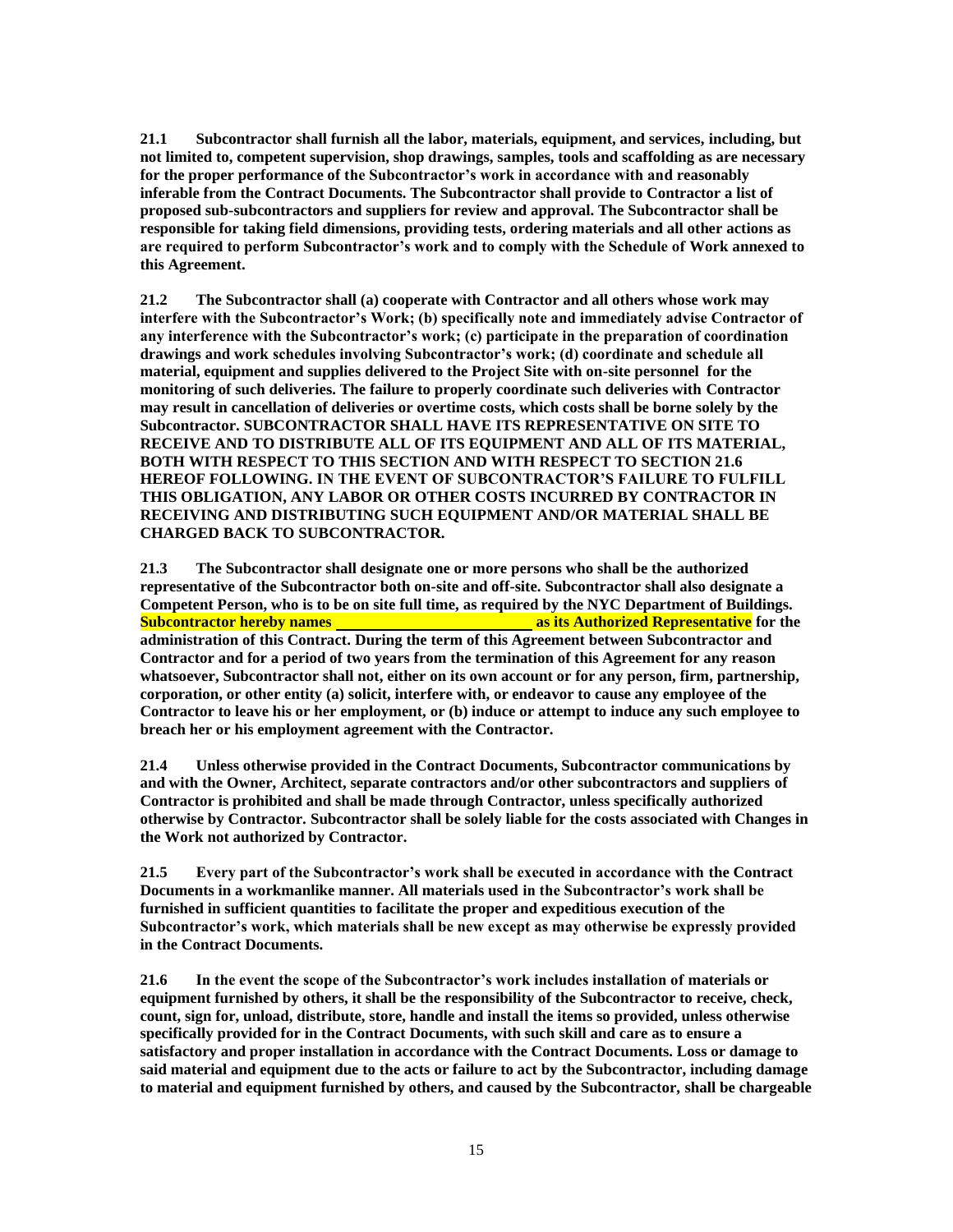**21.1 Subcontractor shall furnish all the labor, materials, equipment, and services, including, but not limited to, competent supervision, shop drawings, samples, tools and scaffolding as are necessary for the proper performance of the Subcontractor's work in accordance with and reasonably inferable from the Contract Documents. The Subcontractor shall provide to Contractor a list of proposed sub-subcontractors and suppliers for review and approval. The Subcontractor shall be responsible for taking field dimensions, providing tests, ordering materials and all other actions as are required to perform Subcontractor's work and to comply with the Schedule of Work annexed to this Agreement.**

**21.2 The Subcontractor shall (a) cooperate with Contractor and all others whose work may interfere with the Subcontractor's Work; (b) specifically note and immediately advise Contractor of any interference with the Subcontractor's work; (c) participate in the preparation of coordination drawings and work schedules involving Subcontractor's work; (d) coordinate and schedule all material, equipment and supplies delivered to the Project Site with on-site personnel for the monitoring of such deliveries. The failure to properly coordinate such deliveries with Contractor may result in cancellation of deliveries or overtime costs, which costs shall be borne solely by the Subcontractor. SUBCONTRACTOR SHALL HAVE ITS REPRESENTATIVE ON SITE TO RECEIVE AND TO DISTRIBUTE ALL OF ITS EQUIPMENT AND ALL OF ITS MATERIAL, BOTH WITH RESPECT TO THIS SECTION AND WITH RESPECT TO SECTION 21.6 HEREOF FOLLOWING. IN THE EVENT OF SUBCONTRACTOR'S FAILURE TO FULFILL THIS OBLIGATION, ANY LABOR OR OTHER COSTS INCURRED BY CONTRACTOR IN RECEIVING AND DISTRIBUTING SUCH EQUIPMENT AND/OR MATERIAL SHALL BE CHARGED BACK TO SUBCONTRACTOR.**

**21.3 The Subcontractor shall designate one or more persons who shall be the authorized representative of the Subcontractor both on-site and off-site. Subcontractor shall also designate a Competent Person, who is to be on site full time, as required by the NYC Department of Buildings. Subcontractor hereby names \_\_\_\_\_\_\_\_\_\_\_\_\_\_\_\_\_\_\_\_\_\_\_\_\_\_ as its Authorized Representative for the administration of this Contract. During the term of this Agreement between Subcontractor and Contractor and for a period of two years from the termination of this Agreement for any reason whatsoever, Subcontractor shall not, either on its own account or for any person, firm, partnership, corporation, or other entity (a) solicit, interfere with, or endeavor to cause any employee of the Contractor to leave his or her employment, or (b) induce or attempt to induce any such employee to breach her or his employment agreement with the Contractor.**

**21.4 Unless otherwise provided in the Contract Documents, Subcontractor communications by and with the Owner, Architect, separate contractors and/or other subcontractors and suppliers of Contractor is prohibited and shall be made through Contractor, unless specifically authorized otherwise by Contractor. Subcontractor shall be solely liable for the costs associated with Changes in the Work not authorized by Contractor.**

**21.5 Every part of the Subcontractor's work shall be executed in accordance with the Contract Documents in a workmanlike manner. All materials used in the Subcontractor's work shall be furnished in sufficient quantities to facilitate the proper and expeditious execution of the Subcontractor's work, which materials shall be new except as may otherwise be expressly provided in the Contract Documents.**

**21.6 In the event the scope of the Subcontractor's work includes installation of materials or equipment furnished by others, it shall be the responsibility of the Subcontractor to receive, check, count, sign for, unload, distribute, store, handle and install the items so provided, unless otherwise specifically provided for in the Contract Documents, with such skill and care as to ensure a satisfactory and proper installation in accordance with the Contract Documents. Loss or damage to said material and equipment due to the acts or failure to act by the Subcontractor, including damage to material and equipment furnished by others, and caused by the Subcontractor, shall be chargeable**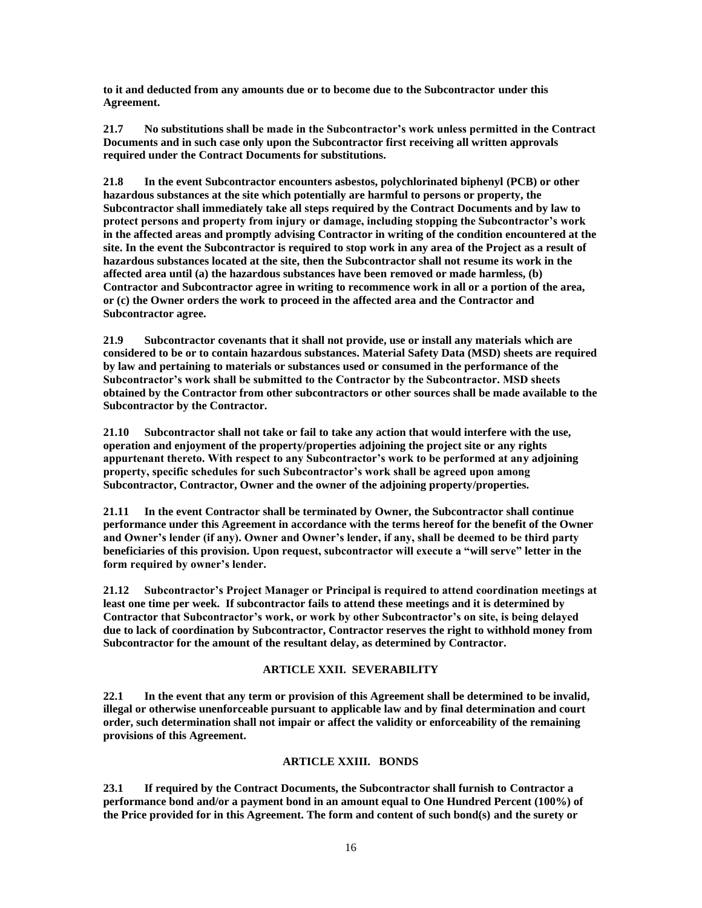**to it and deducted from any amounts due or to become due to the Subcontractor under this Agreement.**

**21.7 No substitutions shall be made in the Subcontractor's work unless permitted in the Contract Documents and in such case only upon the Subcontractor first receiving all written approvals required under the Contract Documents for substitutions.**

**21.8 In the event Subcontractor encounters asbestos, polychlorinated biphenyl (PCB) or other hazardous substances at the site which potentially are harmful to persons or property, the Subcontractor shall immediately take all steps required by the Contract Documents and by law to protect persons and property from injury or damage, including stopping the Subcontractor's work in the affected areas and promptly advising Contractor in writing of the condition encountered at the site. In the event the Subcontractor is required to stop work in any area of the Project as a result of hazardous substances located at the site, then the Subcontractor shall not resume its work in the affected area until (a) the hazardous substances have been removed or made harmless, (b) Contractor and Subcontractor agree in writing to recommence work in all or a portion of the area, or (c) the Owner orders the work to proceed in the affected area and the Contractor and Subcontractor agree.**

**21.9 Subcontractor covenants that it shall not provide, use or install any materials which are considered to be or to contain hazardous substances. Material Safety Data (MSD) sheets are required by law and pertaining to materials or substances used or consumed in the performance of the Subcontractor's work shall be submitted to the Contractor by the Subcontractor. MSD sheets obtained by the Contractor from other subcontractors or other sources shall be made available to the Subcontractor by the Contractor.**

**21.10 Subcontractor shall not take or fail to take any action that would interfere with the use, operation and enjoyment of the property/properties adjoining the project site or any rights appurtenant thereto. With respect to any Subcontractor's work to be performed at any adjoining property, specific schedules for such Subcontractor's work shall be agreed upon among Subcontractor, Contractor, Owner and the owner of the adjoining property/properties.**

**21.11 In the event Contractor shall be terminated by Owner, the Subcontractor shall continue performance under this Agreement in accordance with the terms hereof for the benefit of the Owner and Owner's lender (if any). Owner and Owner's lender, if any, shall be deemed to be third party beneficiaries of this provision. Upon request, subcontractor will execute a "will serve" letter in the form required by owner's lender.**

**21.12 Subcontractor's Project Manager or Principal is required to attend coordination meetings at least one time per week. If subcontractor fails to attend these meetings and it is determined by Contractor that Subcontractor's work, or work by other Subcontractor's on site, is being delayed due to lack of coordination by Subcontractor, Contractor reserves the right to withhold money from Subcontractor for the amount of the resultant delay, as determined by Contractor.**

## ARTICLE XXII. SEVERABILITY

**22.1 In the event that any term or provision of this Agreement shall be determined to be invalid, illegal or otherwise unenforceable pursuant to applicable law and by final determination and court order, such determination shall not impair or affect the validity or enforceability of the remaining provisions of this Agreement.**

## ARTICLE XXIII. BONDS

**23.1 If required by the Contract Documents, the Subcontractor shall furnish to Contractor a performance bond and/or a payment bond in an amount equal to One Hundred Percent (100%) of the Price provided for in this Agreement. The form and content of such bond(s) and the surety or**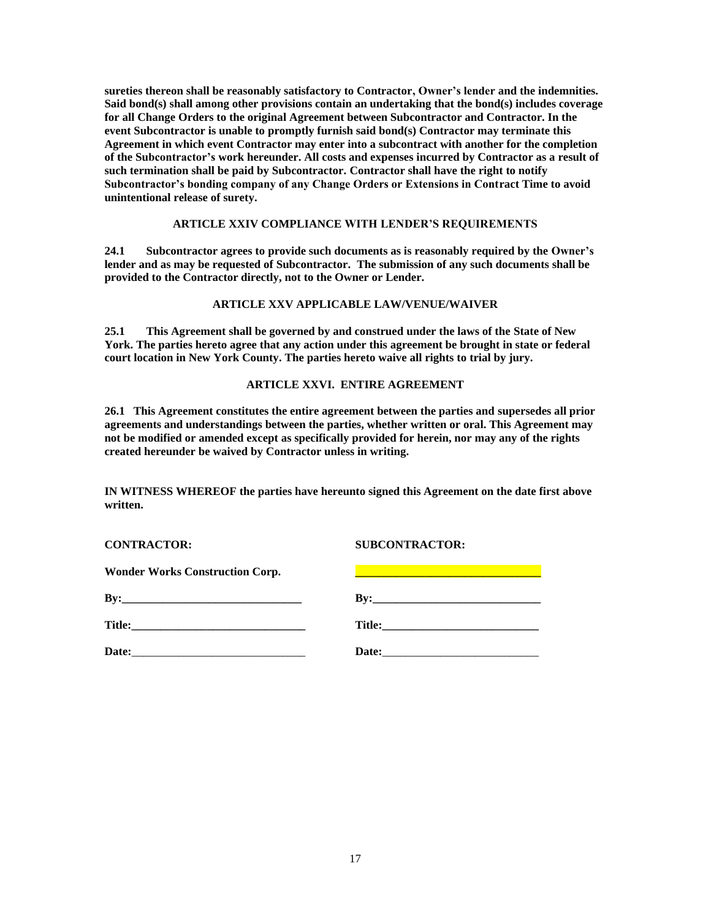**sureties thereon shall be reasonably satisfactory to Contractor, Owner's lender and the indemnities. Said bond(s) shall among other provisions contain an undertaking that the bond(s) includes coverage for all Change Orders to the original Agreement between Subcontractor and Contractor. In the event Subcontractor is unable to promptly furnish said bond(s) Contractor may terminate this Agreement in which event Contractor may enter into a subcontract with another for the completion of the Subcontractor's work hereunder. All costs and expenses incurred by Contractor as a result of such termination shall be paid by Subcontractor. Contractor shall have the right to notify Subcontractor's bonding company of any Change Orders or Extensions in Contract Time to avoid unintentional release of surety.**

## ARTICLE XXIV COMPLIANCE WITH LENDER'S REQUIREMENTS

**24.1 Subcontractor agrees to provide such documents as is reasonably required by the Owner's lender and as may be requested of Subcontractor. The submission of any such documents shall be provided to the Contractor directly, not to the Owner or Lender.**

## ARTICLE XXV APPLICABLE LAW/VENUE/WAIVER

**25.1 This Agreement shall be governed by and construed under the laws of the State of New York. The parties hereto agree that any action under this agreement be brought in state or federal court location in New York County. The parties hereto waive all rights to trial by jury.**

## ARTICLE XXVI. ENTIRE AGREEMENT

**26.1 This Agreement constitutes the entire agreement between the parties and supersedes all prior agreements and understandings between the parties, whether written or oral. This Agreement may not be modified or amended except as specifically provided for herein, nor may any of the rights created hereunder be waived by Contractor unless in writing.**

**IN WITNESS WHEREOF the parties have hereunto signed this Agreement on the date first above written.**

| | |
|---|---|
| **CONTRACTOR:** | **SUBCONTRACTOR:** |
| **Wonder Works Construction Corp.** | ______________________________ |
| **By:______________________________** | **By:____________________________** |
| **Title:_____________________________** | **Title:__________________________** |
| **Date:**_____________________________ | **Date:**__________________________ |